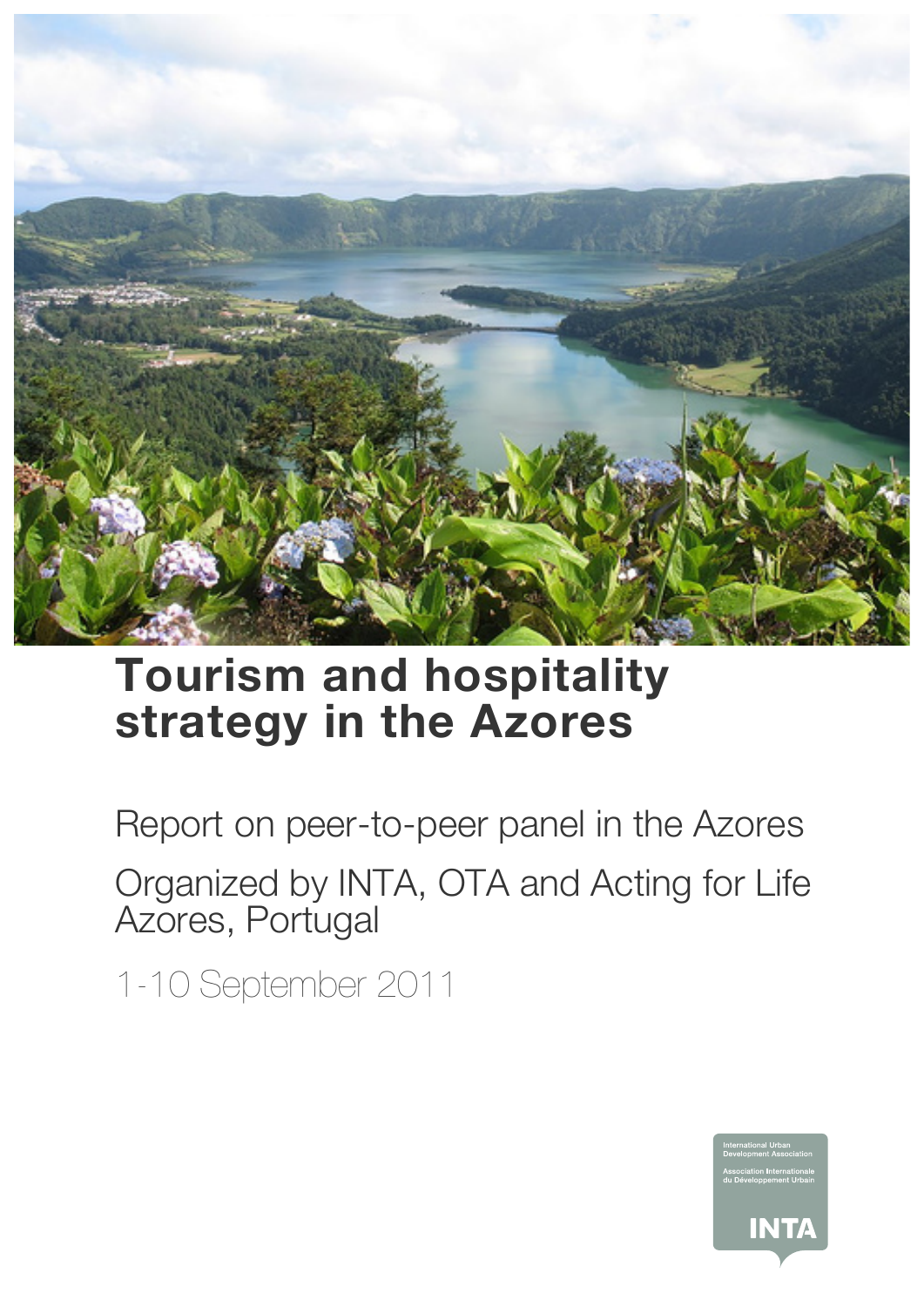# Tourism and hospitality strategy in the Azores

Report on peer-to-peer panel in the Azores

Organized by INTA, OTA and Acting for Life
Azores, Portugal

1-10 September 2011

International Urban Development Association

Association Internationale du Développement Urbain

INTA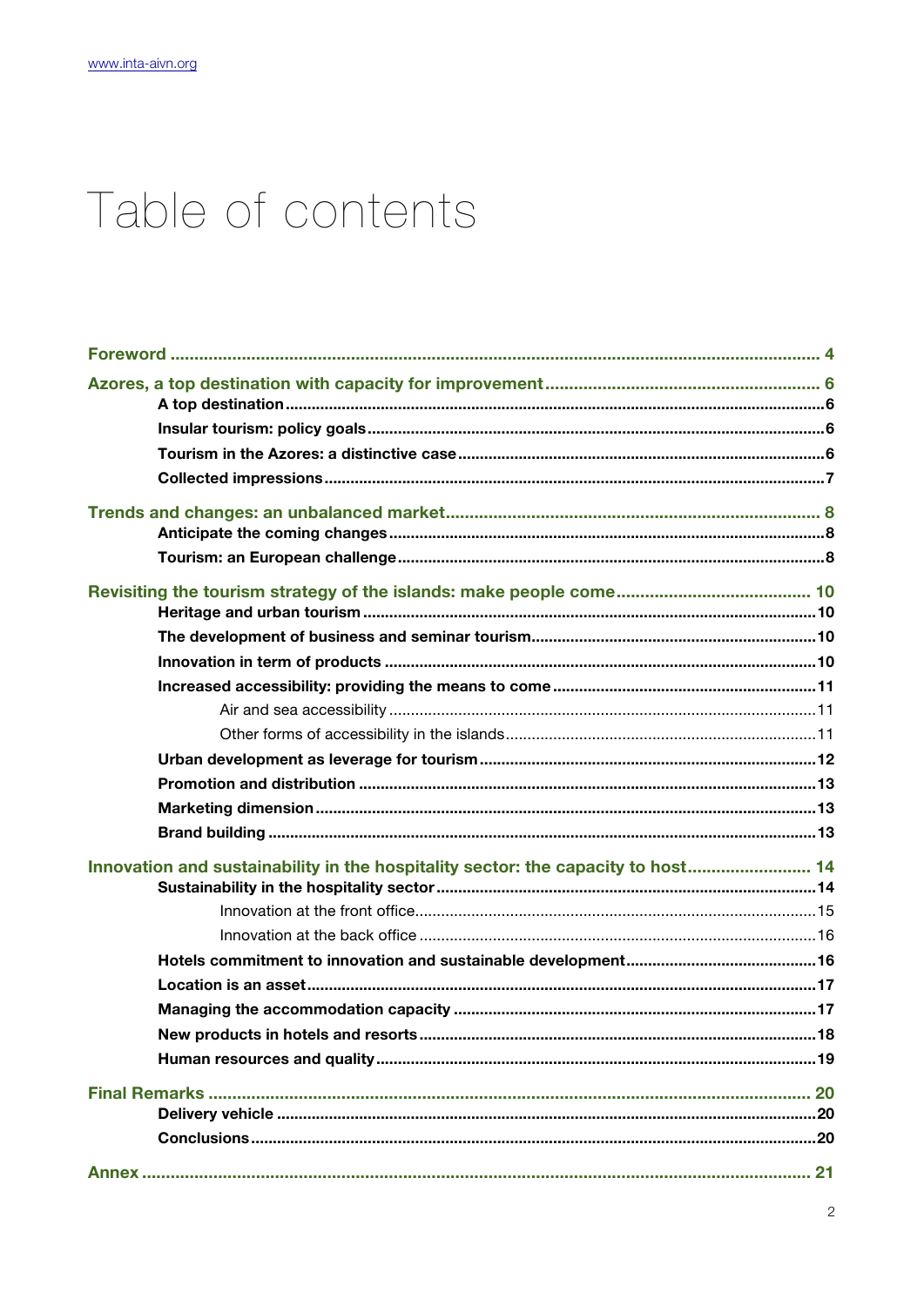# Table of contents

**Foreword** ... 4

**Azores, a top destination with capacity for improvement** ... 6

- **A top destination** ... 6
- **Insular tourism: policy goals** ... 6
- **Tourism in the Azores: a distinctive case** ... 6
- **Collected impressions** ... 7

**Trends and changes: an unbalanced market** ... 8

- **Anticipate the coming changes** ... 8
- **Tourism: an European challenge** ... 8

**Revisiting the tourism strategy of the islands: make people come** ... 10

- **Heritage and urban tourism** ... 10
- **The development of business and seminar tourism** ... 10
- **Innovation in term of products** ... 10
- **Increased accessibility: providing the means to come** ... 11
  - Air and sea accessibility ... 11
  - Other forms of accessibility in the islands ... 11
- **Urban development as leverage for tourism** ... 12
- **Promotion and distribution** ... 13
- **Marketing dimension** ... 13
- **Brand building** ... 13

**Innovation and sustainability in the hospitality sector: the capacity to host** ... 14

- **Sustainability in the hospitality sector** ... 14
  - Innovation at the front office ... 15
  - Innovation at the back office ... 16
- **Hotels commitment to innovation and sustainable development** ... 16
- **Location is an asset** ... 17
- **Managing the accommodation capacity** ... 17
- **New products in hotels and resorts** ... 18
- **Human resources and quality** ... 19

**Final Remarks** ... 20

- **Delivery vehicle** ... 20
- **Conclusions** ... 20

**Annex** ... 21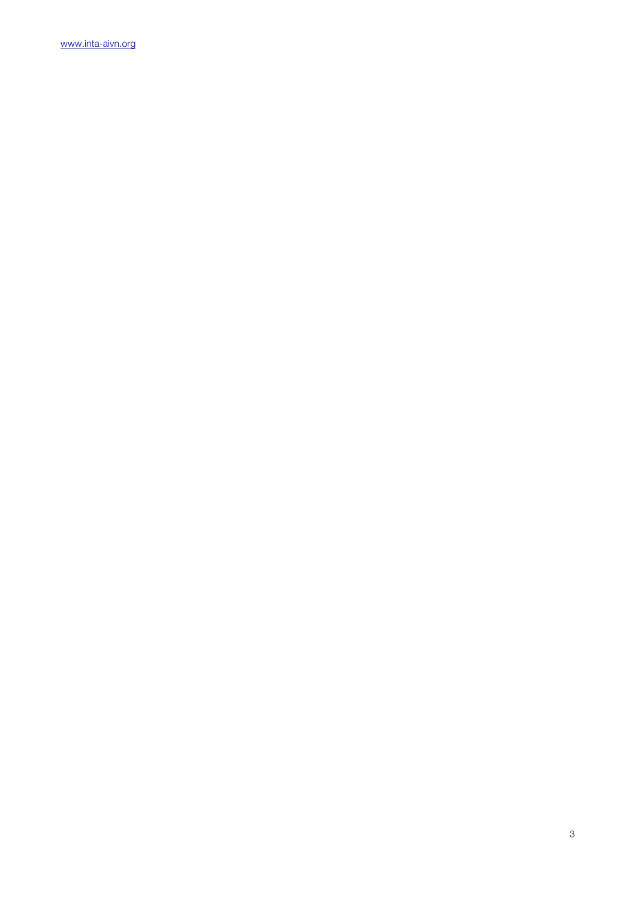www.inta-aivn.org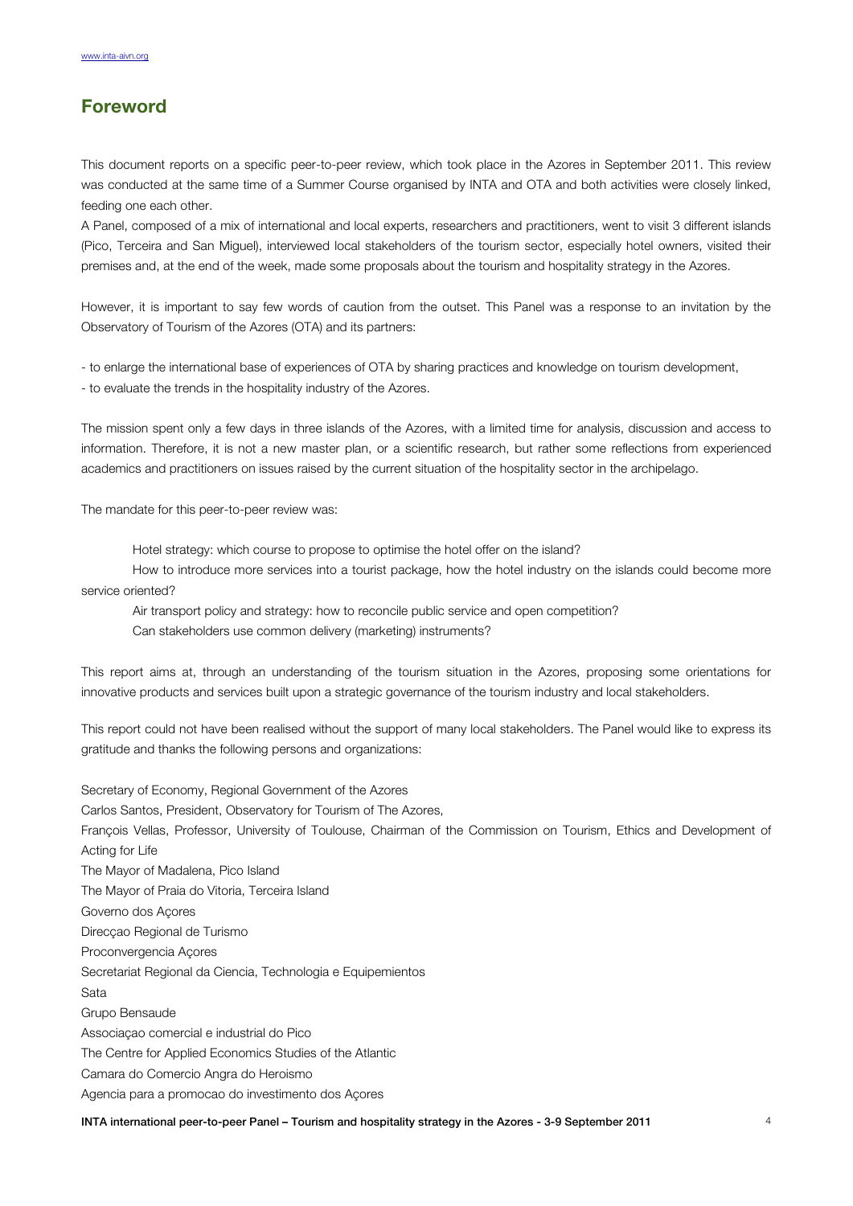## Foreword

This document reports on a specific peer-to-peer review, which took place in the Azores in September 2011. This review was conducted at the same time of a Summer Course organised by INTA and OTA and both activities were closely linked, feeding one each other.

A Panel, composed of a mix of international and local experts, researchers and practitioners, went to visit 3 different islands (Pico, Terceira and San Miguel), interviewed local stakeholders of the tourism sector, especially hotel owners, visited their premises and, at the end of the week, made some proposals about the tourism and hospitality strategy in the Azores.

However, it is important to say few words of caution from the outset. This Panel was a response to an invitation by the Observatory of Tourism of the Azores (OTA) and its partners:

- to enlarge the international base of experiences of OTA by sharing practices and knowledge on tourism development,
- to evaluate the trends in the hospitality industry of the Azores.

The mission spent only a few days in three islands of the Azores, with a limited time for analysis, discussion and access to information. Therefore, it is not a new master plan, or a scientific research, but rather some reflections from experienced academics and practitioners on issues raised by the current situation of the hospitality sector in the archipelago.

The mandate for this peer-to-peer review was:

Hotel strategy: which course to propose to optimise the hotel offer on the island?

How to introduce more services into a tourist package, how the hotel industry on the islands could become more service oriented?

Air transport policy and strategy: how to reconcile public service and open competition?

Can stakeholders use common delivery (marketing) instruments?

This report aims at, through an understanding of the tourism situation in the Azores, proposing some orientations for innovative products and services built upon a strategic governance of the tourism industry and local stakeholders.

This report could not have been realised without the support of many local stakeholders. The Panel would like to express its gratitude and thanks the following persons and organizations:

Secretary of Economy, Regional Government of the Azores
Carlos Santos, President, Observatory for Tourism of The Azores,
François Vellas, Professor, University of Toulouse, Chairman of the Commission on Tourism, Ethics and Development of Acting for Life
The Mayor of Madalena, Pico Island
The Mayor of Praia do Vitoria, Terceira Island
Governo dos Açores
Direcçao Regional de Turismo
Proconvergencia Açores
Secretariat Regional da Ciencia, Technologia e Equipementos
Sata
Grupo Bensaude
Associaçao comercial e industrial do Pico
The Centre for Applied Economics Studies of the Atlantic
Camara do Comercio Angra do Heroismo
Agencia para a promocao do investimento dos Açores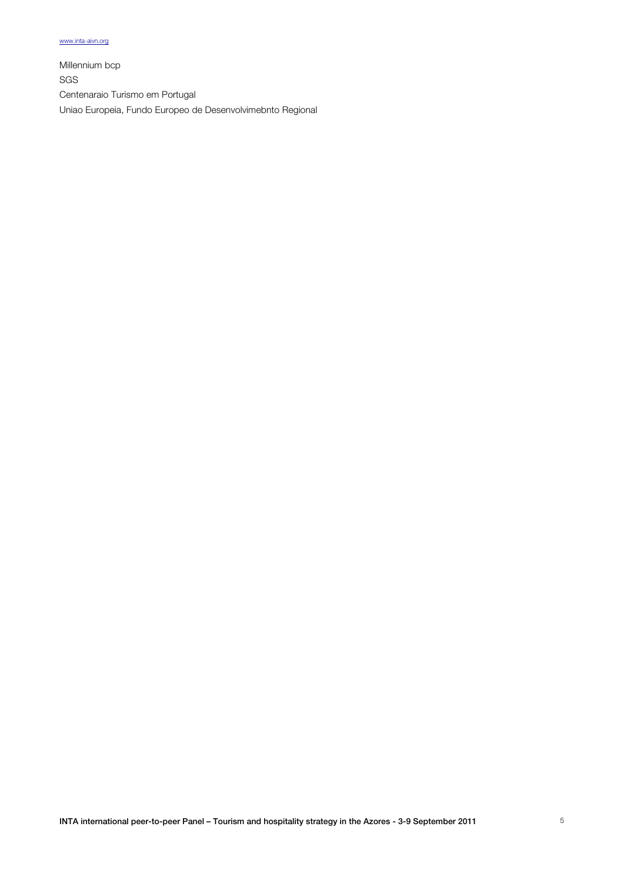www.inta-aivn.org

Millennium bcp
SGS
Centenaraio Turismo em Portugal
Uniao Europeia, Fundo Europeo de Desenvolvimebnto Regional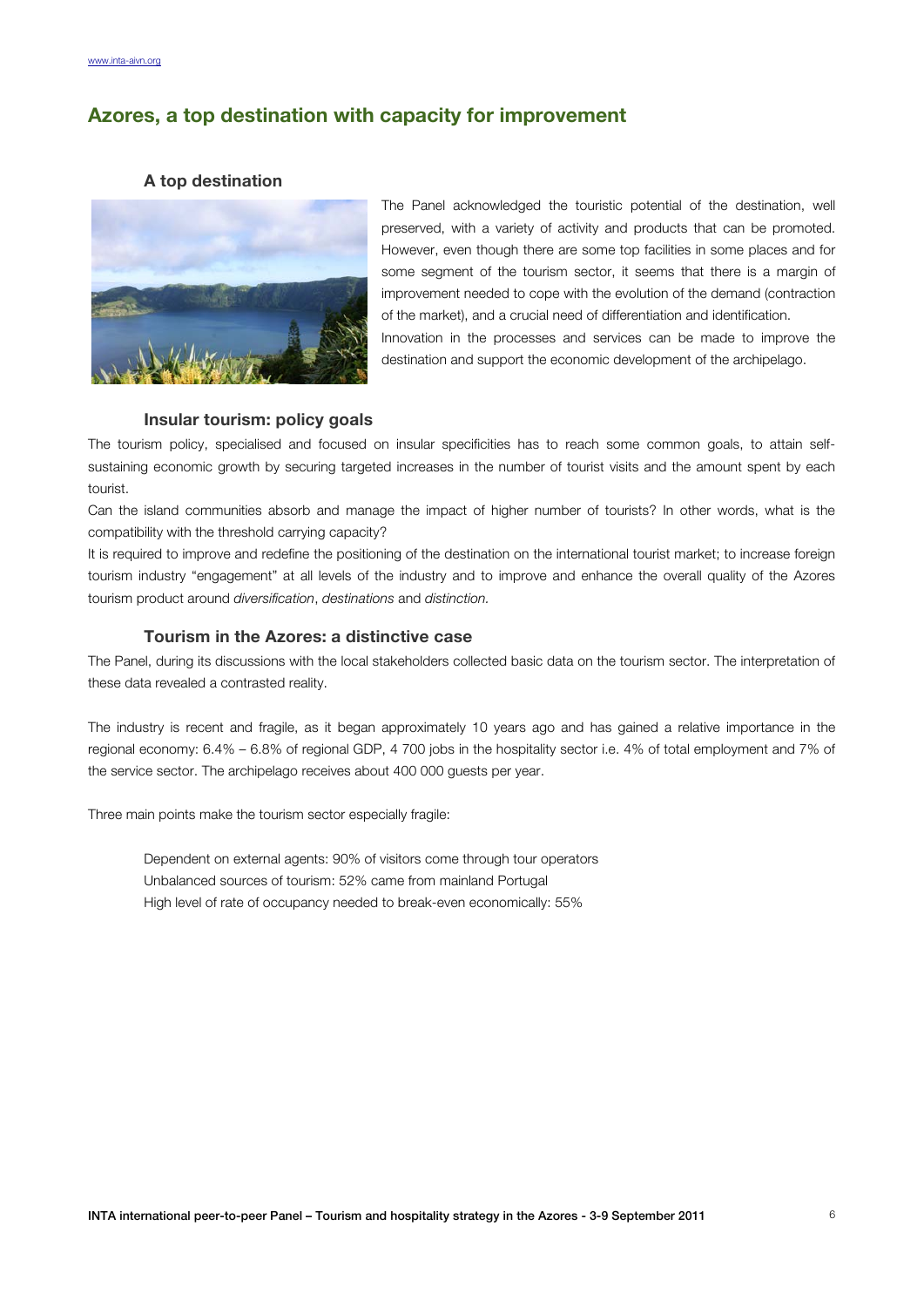## Azores, a top destination with capacity for improvement

### A top destination

The Panel acknowledged the touristic potential of the destination, well preserved, with a variety of activity and products that can be promoted. However, even though there are some top facilities in some places and for some segment of the tourism sector, it seems that there is a margin of improvement needed to cope with the evolution of the demand (contraction of the market), and a crucial need of differentiation and identification.

Innovation in the processes and services can be made to improve the destination and support the economic development of the archipelago.

### Insular tourism: policy goals

The tourism policy, specialised and focused on insular specificities has to reach some common goals, to attain self-sustaining economic growth by securing targeted increases in the number of tourist visits and the amount spent by each tourist.

Can the island communities absorb and manage the impact of higher number of tourists? In other words, what is the compatibility with the threshold carrying capacity?

It is required to improve and redefine the positioning of the destination on the international tourist market; to increase foreign tourism industry "engagement" at all levels of the industry and to improve and enhance the overall quality of the Azores tourism product around *diversification*, *destinations* and *distinction.*

### Tourism in the Azores: a distinctive case

The Panel, during its discussions with the local stakeholders collected basic data on the tourism sector. The interpretation of these data revealed a contrasted reality.

The industry is recent and fragile, as it began approximately 10 years ago and has gained a relative importance in the regional economy: 6.4% – 6.8% of regional GDP, 4 700 jobs in the hospitality sector i.e. 4% of total employment and 7% of the service sector. The archipelago receives about 400 000 guests per year.

Three main points make the tourism sector especially fragile:

- Dependent on external agents: 90% of visitors come through tour operators
- Unbalanced sources of tourism: 52% came from mainland Portugal
- High level of rate of occupancy needed to break-even economically: 55%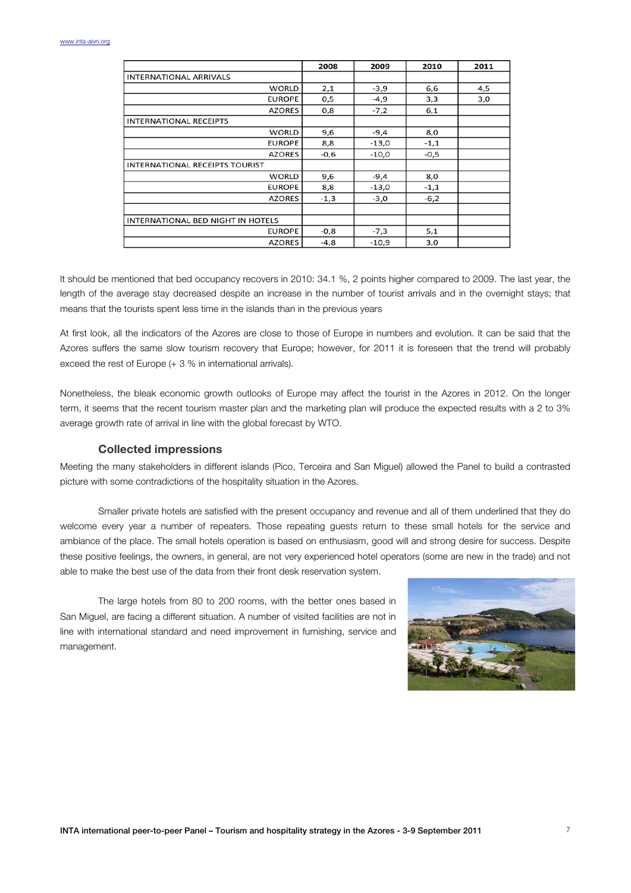| | 2008 | 2009 | 2010 | 2011 |
|---|---|---|---|---|
| INTERNATIONAL ARRIVALS | | | | |
| WORLD | 2,1 | -3,9 | 6,6 | 4,5 |
| EUROPE | 0,5 | -4,9 | 3,3 | 3,0 |
| AZORES | 0,8 | -7,2 | 6,1 | |
| INTERNATIONAL RECEIPTS | | | | |
| WORLD | 9,6 | -9,4 | 8,0 | |
| EUROPE | 8,8 | -13,0 | -1,1 | |
| AZORES | -0,6 | -10,0 | -0,5 | |
| INTERNATIONAL RECEIPTS TOURIST | | | | |
| WORLD | 9,6 | -9,4 | 8,0 | |
| EUROPE | 8,8 | -13,0 | -1,1 | |
| AZORES | -1,3 | -3,0 | -6,2 | |
| | | | | |
| INTERNATIONAL BED NIGHT IN HOTELS | | | | |
| EUROPE | -0,8 | -7,3 | 5,1 | |
| AZORES | -4,8 | -10,9 | 3,0 | |

It should be mentioned that bed occupancy recovers in 2010: 34.1 %, 2 points higher compared to 2009. The last year, the length of the average stay decreased despite an increase in the number of tourist arrivals and in the overnight stays; that means that the tourists spent less time in the islands than in the previous years

At first look, all the indicators of the Azores are close to those of Europe in numbers and evolution. It can be said that the Azores suffers the same slow tourism recovery that Europe; however, for 2011 it is foreseen that the trend will probably exceed the rest of Europe (+ 3 % in international arrivals).

Nonetheless, the bleak economic growth outlooks of Europe may affect the tourist in the Azores in 2012. On the longer term, it seems that the recent tourism master plan and the marketing plan will produce the expected results with a 2 to 3% average growth rate of arrival in line with the global forecast by WTO.

### Collected impressions

Meeting the many stakeholders in different islands (Pico, Terceira and San Miguel) allowed the Panel to build a contrasted picture with some contradictions of the hospitality situation in the Azores.

Smaller private hotels are satisfied with the present occupancy and revenue and all of them underlined that they do welcome every year a number of repeaters. Those repeating guests return to these small hotels for the service and ambiance of the place. The small hotels operation is based on enthusiasm, good will and strong desire for success. Despite these positive feelings, the owners, in general, are not very experienced hotel operators (some are new in the trade) and not able to make the best use of the data from their front desk reservation system.

The large hotels from 80 to 200 rooms, with the better ones based in San Miguel, are facing a different situation. A number of visited facilities are not in line with international standard and need improvement in furnishing, service and management.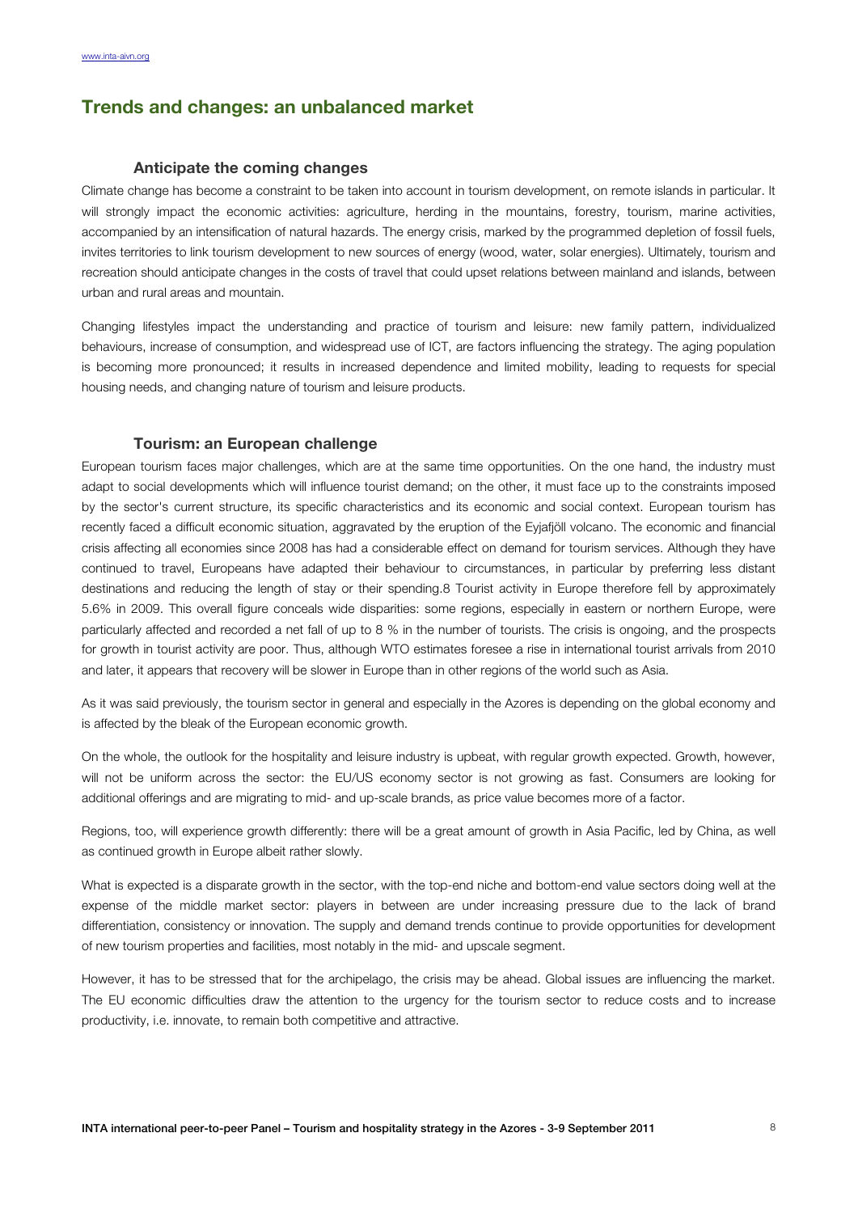## Trends and changes: an unbalanced market

### Anticipate the coming changes

Climate change has become a constraint to be taken into account in tourism development, on remote islands in particular. It will strongly impact the economic activities: agriculture, herding in the mountains, forestry, tourism, marine activities, accompanied by an intensification of natural hazards. The energy crisis, marked by the programmed depletion of fossil fuels, invites territories to link tourism development to new sources of energy (wood, water, solar energies). Ultimately, tourism and recreation should anticipate changes in the costs of travel that could upset relations between mainland and islands, between urban and rural areas and mountain.

Changing lifestyles impact the understanding and practice of tourism and leisure: new family pattern, individualized behaviours, increase of consumption, and widespread use of ICT, are factors influencing the strategy. The aging population is becoming more pronounced; it results in increased dependence and limited mobility, leading to requests for special housing needs, and changing nature of tourism and leisure products.

### Tourism: an European challenge

European tourism faces major challenges, which are at the same time opportunities. On the one hand, the industry must adapt to social developments which will influence tourist demand; on the other, it must face up to the constraints imposed by the sector's current structure, its specific characteristics and its economic and social context. European tourism has recently faced a difficult economic situation, aggravated by the eruption of the Eyjafjöll volcano. The economic and financial crisis affecting all economies since 2008 has had a considerable effect on demand for tourism services. Although they have continued to travel, Europeans have adapted their behaviour to circumstances, in particular by preferring less distant destinations and reducing the length of stay or their spending.8 Tourist activity in Europe therefore fell by approximately 5.6% in 2009. This overall figure conceals wide disparities: some regions, especially in eastern or northern Europe, were particularly affected and recorded a net fall of up to 8 % in the number of tourists. The crisis is ongoing, and the prospects for growth in tourist activity are poor. Thus, although WTO estimates foresee a rise in international tourist arrivals from 2010 and later, it appears that recovery will be slower in Europe than in other regions of the world such as Asia.

As it was said previously, the tourism sector in general and especially in the Azores is depending on the global economy and is affected by the bleak of the European economic growth.

On the whole, the outlook for the hospitality and leisure industry is upbeat, with regular growth expected. Growth, however, will not be uniform across the sector: the EU/US economy sector is not growing as fast. Consumers are looking for additional offerings and are migrating to mid- and up-scale brands, as price value becomes more of a factor.

Regions, too, will experience growth differently: there will be a great amount of growth in Asia Pacific, led by China, as well as continued growth in Europe albeit rather slowly.

What is expected is a disparate growth in the sector, with the top-end niche and bottom-end value sectors doing well at the expense of the middle market sector: players in between are under increasing pressure due to the lack of brand differentiation, consistency or innovation. The supply and demand trends continue to provide opportunities for development of new tourism properties and facilities, most notably in the mid- and upscale segment.

However, it has to be stressed that for the archipelago, the crisis may be ahead. Global issues are influencing the market. The EU economic difficulties draw the attention to the urgency for the tourism sector to reduce costs and to increase productivity, i.e. innovate, to remain both competitive and attractive.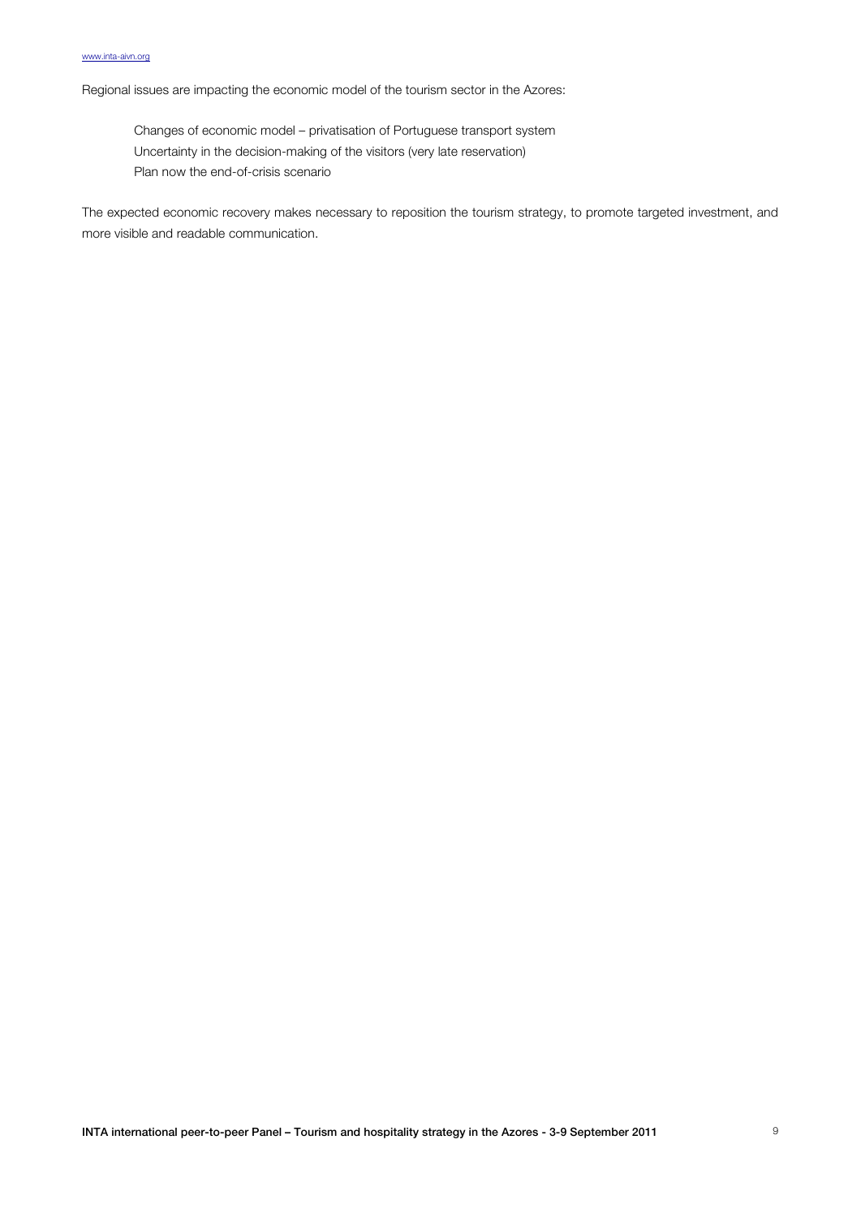Regional issues are impacting the economic model of the tourism sector in the Azores:

- Changes of economic model – privatisation of Portuguese transport system
- Uncertainty in the decision-making of the visitors (very late reservation)
- Plan now the end-of-crisis scenario

The expected economic recovery makes necessary to reposition the tourism strategy, to promote targeted investment, and more visible and readable communication.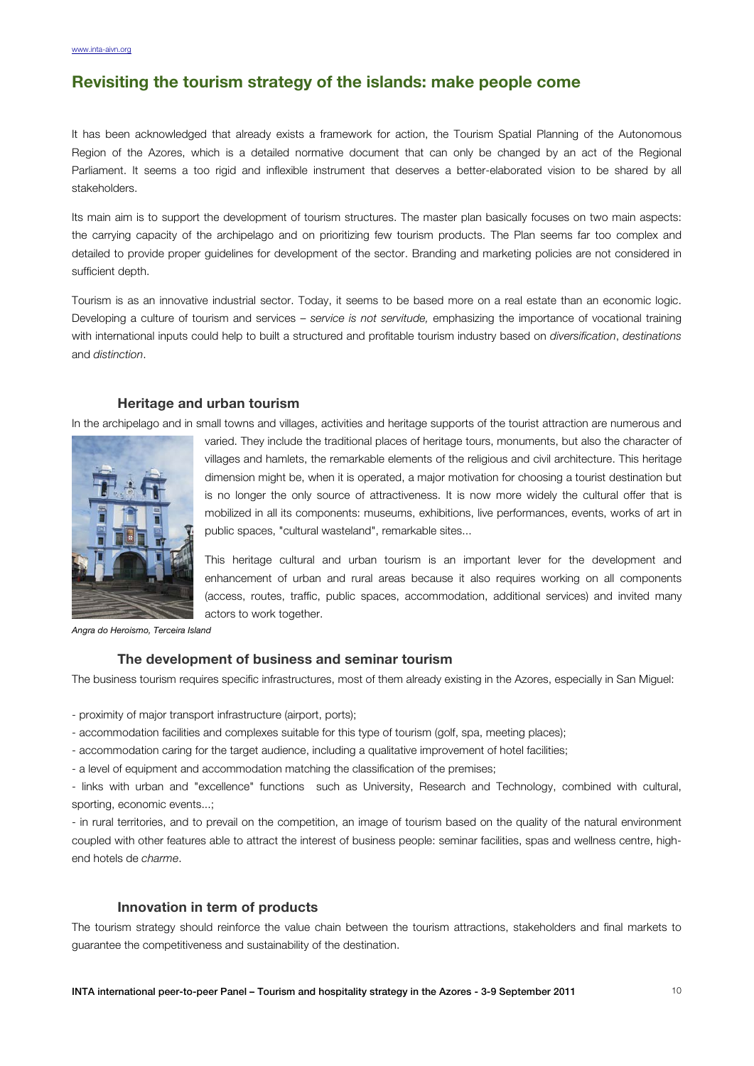## Revisiting the tourism strategy of the islands: make people come

It has been acknowledged that already exists a framework for action, the Tourism Spatial Planning of the Autonomous Region of the Azores, which is a detailed normative document that can only be changed by an act of the Regional Parliament. It seems a too rigid and inflexible instrument that deserves a better-elaborated vision to be shared by all stakeholders.

Its main aim is to support the development of tourism structures. The master plan basically focuses on two main aspects: the carrying capacity of the archipelago and on prioritizing few tourism products. The Plan seems far too complex and detailed to provide proper guidelines for development of the sector. Branding and marketing policies are not considered in sufficient depth.

Tourism is as an innovative industrial sector. Today, it seems to be based more on a real estate than an economic logic. Developing a culture of tourism and services – *service is not servitude,* emphasizing the importance of vocational training with international inputs could help to built a structured and profitable tourism industry based on *diversification*, *destinations* and *distinction*.

### Heritage and urban tourism

In the archipelago and in small towns and villages, activities and heritage supports of the tourist attraction are numerous and varied. They include the traditional places of heritage tours, monuments, but also the character of villages and hamlets, the remarkable elements of the religious and civil architecture. This heritage dimension might be, when it is operated, a major motivation for choosing a tourist destination but is no longer the only source of attractiveness. It is now more widely the cultural offer that is mobilized in all its components: museums, exhibitions, live performances, events, works of art in public spaces, "cultural wasteland", remarkable sites...

This heritage cultural and urban tourism is an important lever for the development and enhancement of urban and rural areas because it also requires working on all components (access, routes, traffic, public spaces, accommodation, additional services) and invited many actors to work together.

*Angra do Heroismo, Terceira Island*

### The development of business and seminar tourism

The business tourism requires specific infrastructures, most of them already existing in the Azores, especially in San Miguel:

- proximity of major transport infrastructure (airport, ports);
- accommodation facilities and complexes suitable for this type of tourism (golf, spa, meeting places);
- accommodation caring for the target audience, including a qualitative improvement of hotel facilities;
- a level of equipment and accommodation matching the classification of the premises;
- links with urban and "excellence" functions such as University, Research and Technology, combined with cultural, sporting, economic events...;
- in rural territories, and to prevail on the competition, an image of tourism based on the quality of the natural environment coupled with other features able to attract the interest of business people: seminar facilities, spas and wellness centre, high-end hotels de *charme*.

### Innovation in term of products

The tourism strategy should reinforce the value chain between the tourism attractions, stakeholders and final markets to guarantee the competitiveness and sustainability of the destination.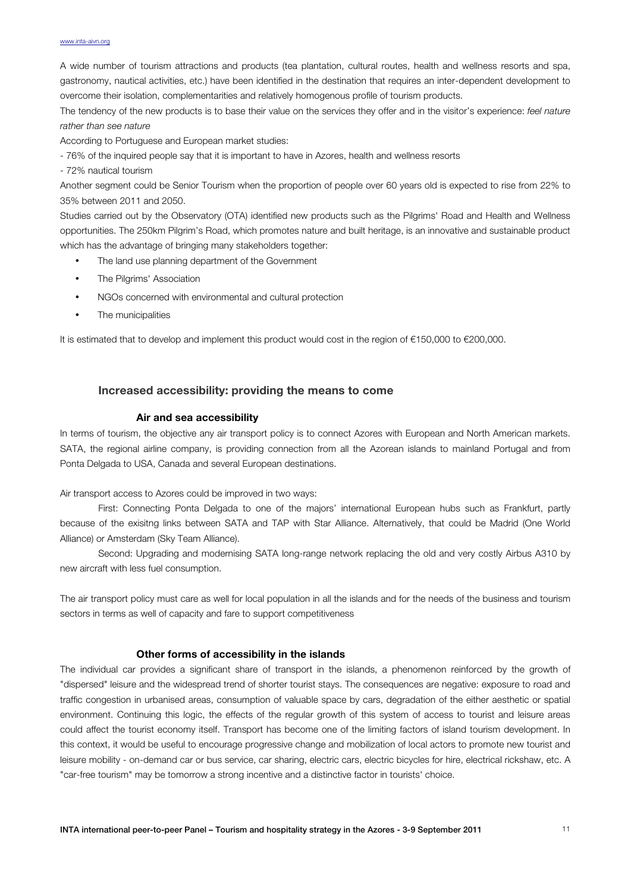A wide number of tourism attractions and products (tea plantation, cultural routes, health and wellness resorts and spa, gastronomy, nautical activities, etc.) have been identified in the destination that requires an inter-dependent development to overcome their isolation, complementarities and relatively homogenous profile of tourism products.

The tendency of the new products is to base their value on the services they offer and in the visitor's experience: *feel nature rather than see nature*

According to Portuguese and European market studies:

- 76% of the inquired people say that it is important to have in Azores, health and wellness resorts
- 72% nautical tourism

Another segment could be Senior Tourism when the proportion of people over 60 years old is expected to rise from 22% to 35% between 2011 and 2050.

Studies carried out by the Observatory (OTA) identified new products such as the Pilgrims' Road and Health and Wellness opportunities. The 250km Pilgrim's Road, which promotes nature and built heritage, is an innovative and sustainable product which has the advantage of bringing many stakeholders together:

- The land use planning department of the Government
- The Pilgrims' Association
- NGOs concerned with environmental and cultural protection
- The municipalities

It is estimated that to develop and implement this product would cost in the region of €150,000 to €200,000.

## Increased accessibility: providing the means to come

### Air and sea accessibility

In terms of tourism, the objective any air transport policy is to connect Azores with European and North American markets. SATA, the regional airline company, is providing connection from all the Azorean islands to mainland Portugal and from Ponta Delgada to USA, Canada and several European destinations.

Air transport access to Azores could be improved in two ways:

First: Connecting Ponta Delgada to one of the majors' international European hubs such as Frankfurt, partly because of the exisitng links between SATA and TAP with Star Alliance. Alternatively, that could be Madrid (One World Alliance) or Amsterdam (Sky Team Alliance).

Second: Upgrading and modernising SATA long-range network replacing the old and very costly Airbus A310 by new aircraft with less fuel consumption.

The air transport policy must care as well for local population in all the islands and for the needs of the business and tourism sectors in terms as well of capacity and fare to support competitiveness

### Other forms of accessibility in the islands

The individual car provides a significant share of transport in the islands, a phenomenon reinforced by the growth of "dispersed" leisure and the widespread trend of shorter tourist stays. The consequences are negative: exposure to road and traffic congestion in urbanised areas, consumption of valuable space by cars, degradation of the either aesthetic or spatial environment. Continuing this logic, the effects of the regular growth of this system of access to tourist and leisure areas could affect the tourist economy itself. Transport has become one of the limiting factors of island tourism development. In this context, it would be useful to encourage progressive change and mobilization of local actors to promote new tourist and leisure mobility - on-demand car or bus service, car sharing, electric cars, electric bicycles for hire, electrical rickshaw, etc. A "car-free tourism" may be tomorrow a strong incentive and a distinctive factor in tourists' choice.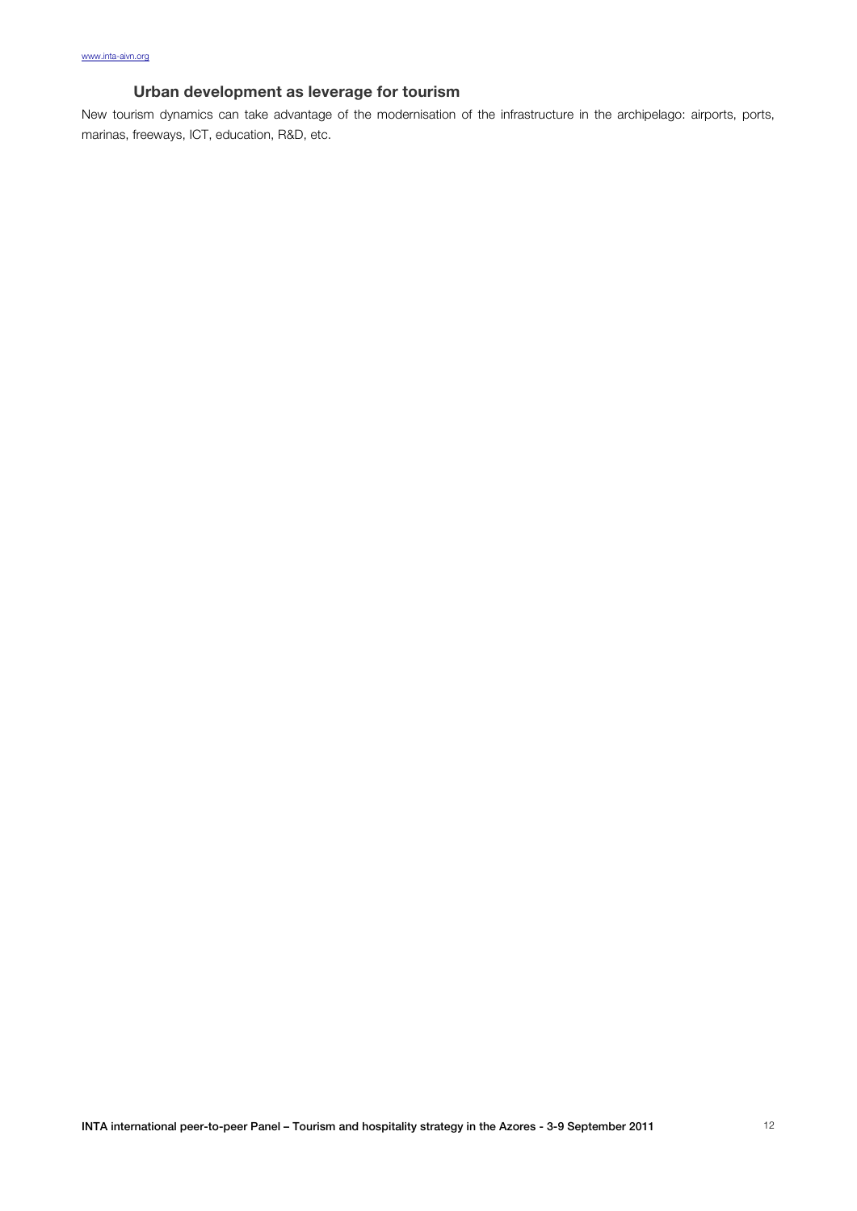### Urban development as leverage for tourism

New tourism dynamics can take advantage of the modernisation of the infrastructure in the archipelago: airports, ports, marinas, freeways, ICT, education, R&D, etc.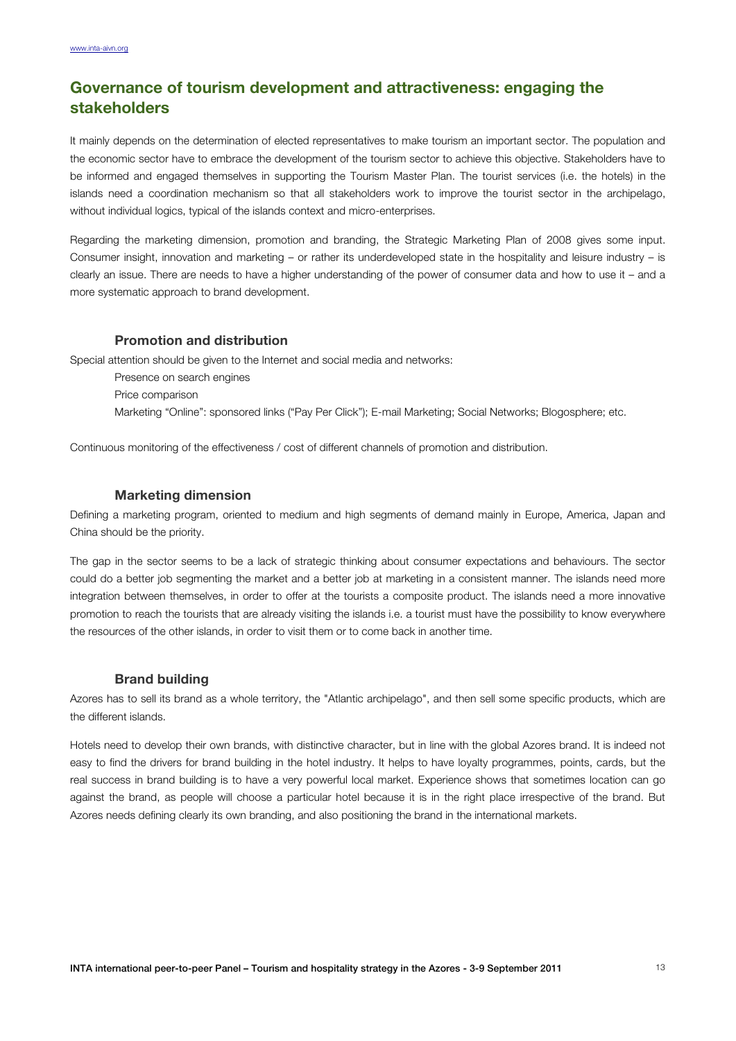## Governance of tourism development and attractiveness: engaging the stakeholders

It mainly depends on the determination of elected representatives to make tourism an important sector. The population and the economic sector have to embrace the development of the tourism sector to achieve this objective. Stakeholders have to be informed and engaged themselves in supporting the Tourism Master Plan. The tourist services (i.e. the hotels) in the islands need a coordination mechanism so that all stakeholders work to improve the tourist sector in the archipelago, without individual logics, typical of the islands context and micro-enterprises.

Regarding the marketing dimension, promotion and branding, the Strategic Marketing Plan of 2008 gives some input. Consumer insight, innovation and marketing – or rather its underdeveloped state in the hospitality and leisure industry – is clearly an issue. There are needs to have a higher understanding of the power of consumer data and how to use it – and a more systematic approach to brand development.

### Promotion and distribution

Special attention should be given to the Internet and social media and networks:

- Presence on search engines
- Price comparison
- Marketing "Online": sponsored links ("Pay Per Click"); E-mail Marketing; Social Networks; Blogosphere; etc.

Continuous monitoring of the effectiveness / cost of different channels of promotion and distribution.

### Marketing dimension

Defining a marketing program, oriented to medium and high segments of demand mainly in Europe, America, Japan and China should be the priority.

The gap in the sector seems to be a lack of strategic thinking about consumer expectations and behaviours. The sector could do a better job segmenting the market and a better job at marketing in a consistent manner. The islands need more integration between themselves, in order to offer at the tourists a composite product. The islands need a more innovative promotion to reach the tourists that are already visiting the islands i.e. a tourist must have the possibility to know everywhere the resources of the other islands, in order to visit them or to come back in another time.

### Brand building

Azores has to sell its brand as a whole territory, the "Atlantic archipelago", and then sell some specific products, which are the different islands.

Hotels need to develop their own brands, with distinctive character, but in line with the global Azores brand. It is indeed not easy to find the drivers for brand building in the hotel industry. It helps to have loyalty programmes, points, cards, but the real success in brand building is to have a very powerful local market. Experience shows that sometimes location can go against the brand, as people will choose a particular hotel because it is in the right place irrespective of the brand. But Azores needs defining clearly its own branding, and also positioning the brand in the international markets.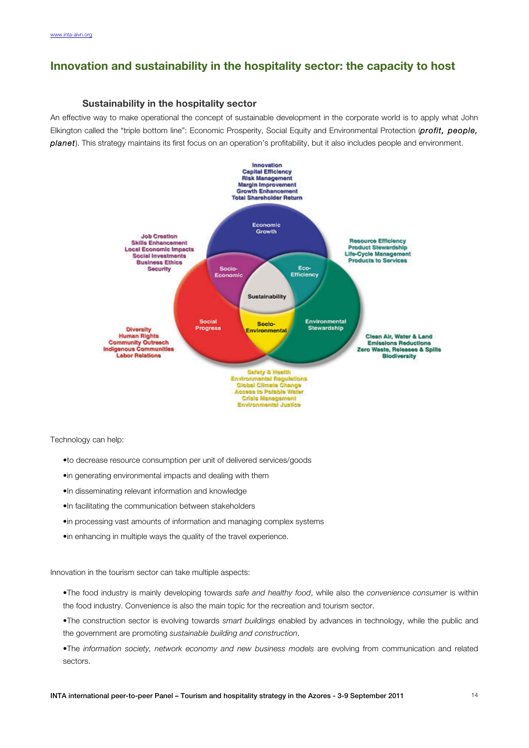# Innovation and sustainability in the hospitality sector: the capacity to host

## Sustainability in the hospitality sector

An effective way to make operational the concept of sustainable development in the corporate world is to apply what John Elkington called the "triple bottom line": Economic Prosperity, Social Equity and Environmental Protection (***profit, people, planet***). This strategy maintains its first focus on an operation's profitability, but it also includes people and environment.

Innovation
Capital Efficiency
Risk Management
Margin Improvement
Growth Enhancement
Total Shareholder Return

Job Creation
Skills Enhancement
Local Economic Impacts
Social Investments
Business Ethics
Security

Economic Growth

Resource Efficiency
Product Stewardship
Life-Cycle Management
Products to Services

Socio-Economic

Eco-Efficiency

Sustainability

Social Progress

Socio-Environmental

Environmental Stewardship

Diversity
Human Rights
Community Outreach
Indigenous Communities
Labor Relations

Clean Air, Water & Land
Emissions Reductions
Zero Waste, Releases & Spills
Biodiversity

Safety & Health
Environmental Regulations
Global Climate Change
Access to Potable Water
Crisis Management
Environmental Justice

Technology can help:

- to decrease resource consumption per unit of delivered services/goods
- in generating environmental impacts and dealing with them
- In disseminating relevant information and knowledge
- In facilitating the communication between stakeholders
- in processing vast amounts of information and managing complex systems
- in enhancing in multiple ways the quality of the travel experience.

Innovation in the tourism sector can take multiple aspects:

- The food industry is mainly developing towards *safe and healthy food*, while also the *convenience consumer* is within the food industry. Convenience is also the main topic for the recreation and tourism sector.
- The construction sector is evolving towards *smart buildings* enabled by advances in technology, while the public and the government are promoting *sustainable building and construction*.
- The *information society, network economy and new business models* are evolving from communication and related sectors.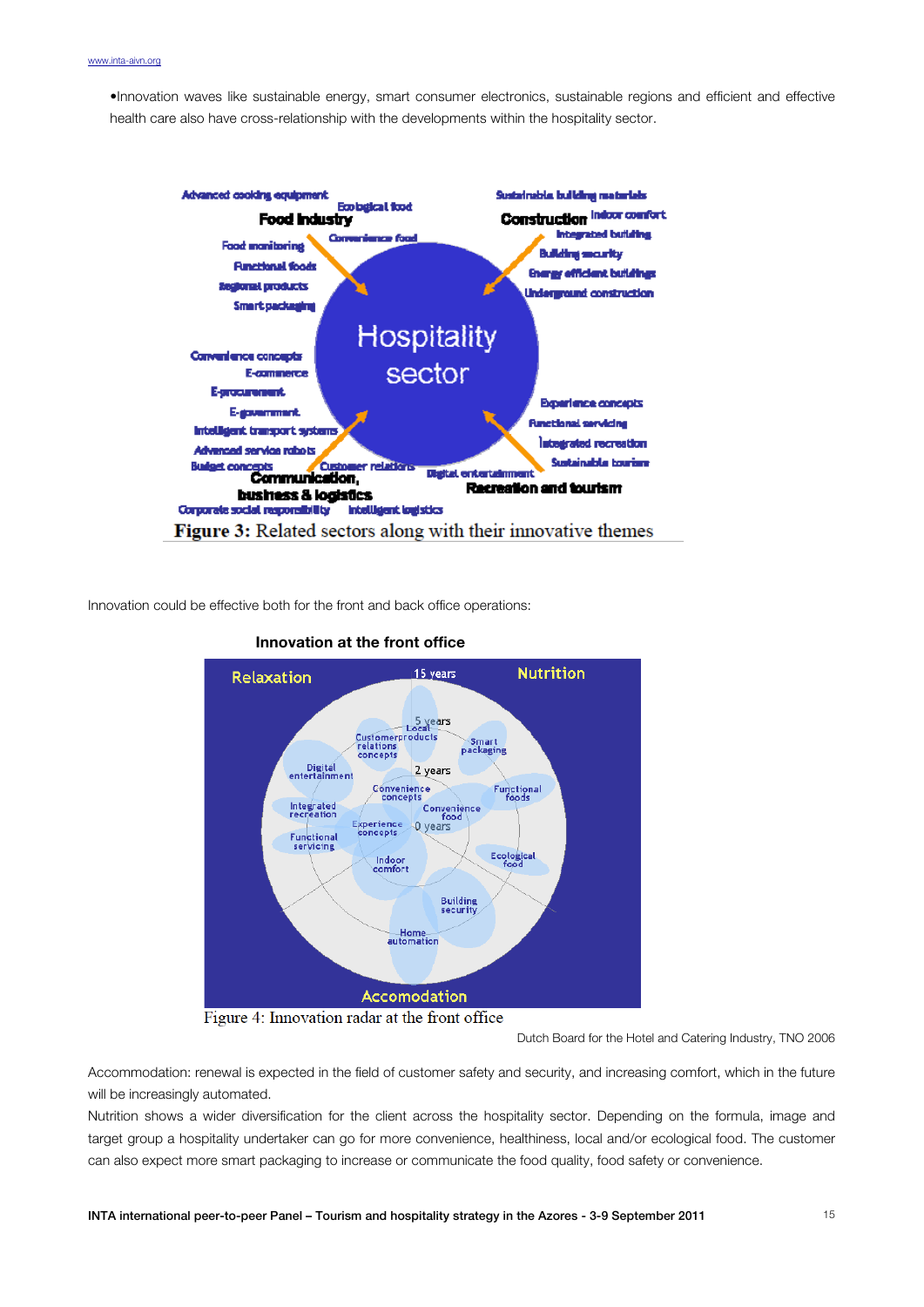•Innovation waves like sustainable energy, smart consumer electronics, sustainable regions and efficient and effective health care also have cross-relationship with the developments within the hospitality sector.

Advanced cooking equipment
Ecological food
**Food Industry**
Convenience food
Food monitoring
Functional foods
Regional products
Smart packaging

Sustainable building materials
**Construction**
Indoor comfort
Integrated building
Building security
Energy efficient buildings
Underground construction

Hospitality sector

Convenience concepts
E-commerce
E-procurement
E-government
Intelligent transport systems
Advanced service robots
Budget concepts
Customer relations
**Communication, business & logistics**
Corporate social responsibility
Intelligent logistics

Experience concepts
Functional servicing
Integrated recreation
Sustainable tourism
Digital entertainment
**Recreation and tourism**

**Figure 3:** Related sectors along with their innovative themes

Innovation could be effective both for the front and back office operations:

**Innovation at the front office**

Relaxation | Nutrition | Accomodation

15 years, 5 years, 2 years, 0 years

Local products, Customer relations concepts, Smart packaging, Digital entertainment, Convenience concepts, Functional foods, Integrated recreation, Convenience food, Experience concepts, Functional servicing, Ecological food, Indoor comfort, Building security, Home automation

Figure 4: Innovation radar at the front office

Dutch Board for the Hotel and Catering Industry, TNO 2006

Accommodation: renewal is expected in the field of customer safety and security, and increasing comfort, which in the future will be increasingly automated.

Nutrition shows a wider diversification for the client across the hospitality sector. Depending on the formula, image and target group a hospitality undertaker can go for more convenience, healthiness, local and/or ecological food. The customer can also expect more smart packaging to increase or communicate the food quality, food safety or convenience.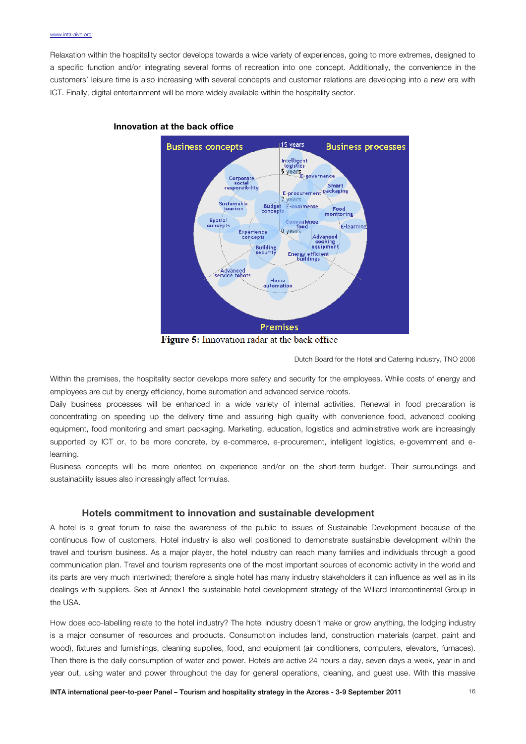Relaxation within the hospitality sector develops towards a wide variety of experiences, going to more extremes, designed to a specific function and/or integrating several forms of recreation into one concept. Additionally, the convenience in the customers' leisure time is also increasing with several concepts and customer relations are developing into a new era with ICT. Finally, digital entertainment will be more widely available within the hospitality sector.

**Innovation at the back office**

**Figure 5:** Innovation radar at the back office

Dutch Board for the Hotel and Catering Industry, TNO 2006

Within the premises, the hospitality sector develops more safety and security for the employees. While costs of energy and employees are cut by energy efficiency, home automation and advanced service robots.

Daily business processes will be enhanced in a wide variety of internal activities. Renewal in food preparation is concentrating on speeding up the delivery time and assuring high quality with convenience food, advanced cooking equipment, food monitoring and smart packaging. Marketing, education, logistics and administrative work are increasingly supported by ICT or, to be more concrete, by e-commerce, e-procurement, intelligent logistics, e-government and e-learning.

Business concepts will be more oriented on experience and/or on the short-term budget. Their surroundings and sustainability issues also increasingly affect formulas.

## Hotels commitment to innovation and sustainable development

A hotel is a great forum to raise the awareness of the public to issues of Sustainable Development because of the continuous flow of customers. Hotel industry is also well positioned to demonstrate sustainable development within the travel and tourism business. As a major player, the hotel industry can reach many families and individuals through a good communication plan. Travel and tourism represents one of the most important sources of economic activity in the world and its parts are very much intertwined; therefore a single hotel has many industry stakeholders it can influence as well as in its dealings with suppliers. See at Annex1 the sustainable hotel development strategy of the Willard Intercontinental Group in the USA.

How does eco-labelling relate to the hotel industry? The hotel industry doesn't make or grow anything, the lodging industry is a major consumer of resources and products. Consumption includes land, construction materials (carpet, paint and wood), fixtures and furnishings, cleaning supplies, food, and equipment (air conditioners, computers, elevators, furnaces). Then there is the daily consumption of water and power. Hotels are active 24 hours a day, seven days a week, year in and year out, using water and power throughout the day for general operations, cleaning, and guest use. With this massive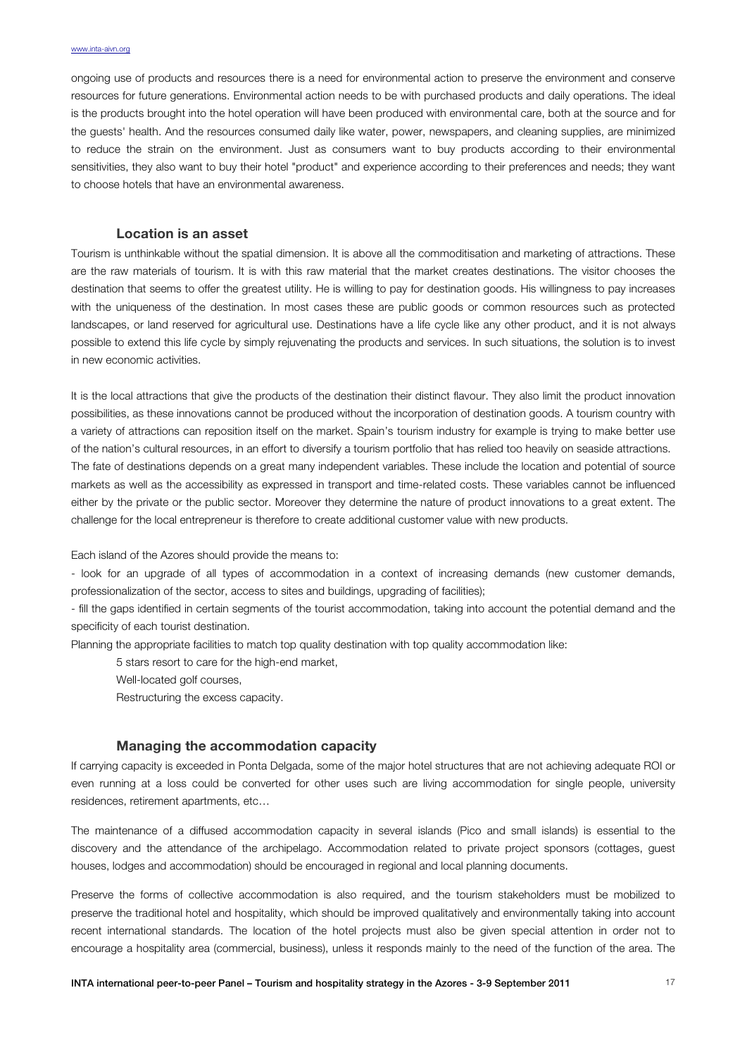ongoing use of products and resources there is a need for environmental action to preserve the environment and conserve resources for future generations. Environmental action needs to be with purchased products and daily operations. The ideal is the products brought into the hotel operation will have been produced with environmental care, both at the source and for the guests' health. And the resources consumed daily like water, power, newspapers, and cleaning supplies, are minimized to reduce the strain on the environment. Just as consumers want to buy products according to their environmental sensitivities, they also want to buy their hotel "product" and experience according to their preferences and needs; they want to choose hotels that have an environmental awareness.

### Location is an asset

Tourism is unthinkable without the spatial dimension. It is above all the commoditisation and marketing of attractions. These are the raw materials of tourism. It is with this raw material that the market creates destinations. The visitor chooses the destination that seems to offer the greatest utility. He is willing to pay for destination goods. His willingness to pay increases with the uniqueness of the destination. In most cases these are public goods or common resources such as protected landscapes, or land reserved for agricultural use. Destinations have a life cycle like any other product, and it is not always possible to extend this life cycle by simply rejuvenating the products and services. In such situations, the solution is to invest in new economic activities.

It is the local attractions that give the products of the destination their distinct flavour. They also limit the product innovation possibilities, as these innovations cannot be produced without the incorporation of destination goods. A tourism country with a variety of attractions can reposition itself on the market. Spain's tourism industry for example is trying to make better use of the nation's cultural resources, in an effort to diversify a tourism portfolio that has relied too heavily on seaside attractions.
The fate of destinations depends on a great many independent variables. These include the location and potential of source markets as well as the accessibility as expressed in transport and time-related costs. These variables cannot be influenced either by the private or the public sector. Moreover they determine the nature of product innovations to a great extent. The challenge for the local entrepreneur is therefore to create additional customer value with new products.

Each island of the Azores should provide the means to:

- look for an upgrade of all types of accommodation in a context of increasing demands (new customer demands, professionalization of the sector, access to sites and buildings, upgrading of facilities);
- fill the gaps identified in certain segments of the tourist accommodation, taking into account the potential demand and the specificity of each tourist destination.

Planning the appropriate facilities to match top quality destination with top quality accommodation like:

5 stars resort to care for the high-end market,
Well-located golf courses,
Restructuring the excess capacity.

### Managing the accommodation capacity

If carrying capacity is exceeded in Ponta Delgada, some of the major hotel structures that are not achieving adequate ROI or even running at a loss could be converted for other uses such are living accommodation for single people, university residences, retirement apartments, etc…

The maintenance of a diffused accommodation capacity in several islands (Pico and small islands) is essential to the discovery and the attendance of the archipelago. Accommodation related to private project sponsors (cottages, guest houses, lodges and accommodation) should be encouraged in regional and local planning documents.

Preserve the forms of collective accommodation is also required, and the tourism stakeholders must be mobilized to preserve the traditional hotel and hospitality, which should be improved qualitatively and environmentally taking into account recent international standards. The location of the hotel projects must also be given special attention in order not to encourage a hospitality area (commercial, business), unless it responds mainly to the need of the function of the area. The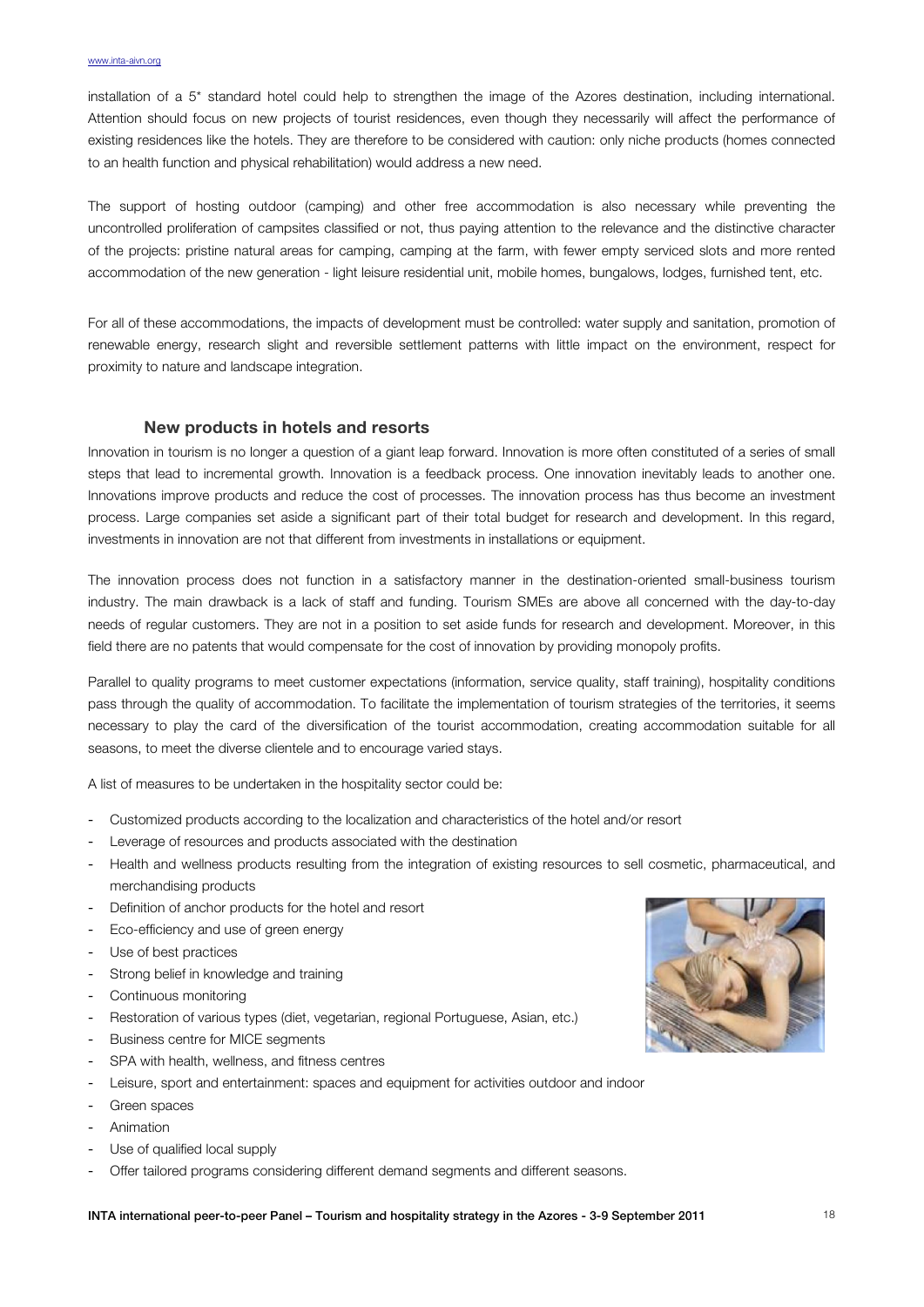installation of a 5* standard hotel could help to strengthen the image of the Azores destination, including international. Attention should focus on new projects of tourist residences, even though they necessarily will affect the performance of existing residences like the hotels. They are therefore to be considered with caution: only niche products (homes connected to an health function and physical rehabilitation) would address a new need.

The support of hosting outdoor (camping) and other free accommodation is also necessary while preventing the uncontrolled proliferation of campsites classified or not, thus paying attention to the relevance and the distinctive character of the projects: pristine natural areas for camping, camping at the farm, with fewer empty serviced slots and more rented accommodation of the new generation - light leisure residential unit, mobile homes, bungalows, lodges, furnished tent, etc.

For all of these accommodations, the impacts of development must be controlled: water supply and sanitation, promotion of renewable energy, research slight and reversible settlement patterns with little impact on the environment, respect for proximity to nature and landscape integration.

### New products in hotels and resorts

Innovation in tourism is no longer a question of a giant leap forward. Innovation is more often constituted of a series of small steps that lead to incremental growth. Innovation is a feedback process. One innovation inevitably leads to another one. Innovations improve products and reduce the cost of processes. The innovation process has thus become an investment process. Large companies set aside a significant part of their total budget for research and development. In this regard, investments in innovation are not that different from investments in installations or equipment.

The innovation process does not function in a satisfactory manner in the destination-oriented small-business tourism industry. The main drawback is a lack of staff and funding. Tourism SMEs are above all concerned with the day-to-day needs of regular customers. They are not in a position to set aside funds for research and development. Moreover, in this field there are no patents that would compensate for the cost of innovation by providing monopoly profits.

Parallel to quality programs to meet customer expectations (information, service quality, staff training), hospitality conditions pass through the quality of accommodation. To facilitate the implementation of tourism strategies of the territories, it seems necessary to play the card of the diversification of the tourist accommodation, creating accommodation suitable for all seasons, to meet the diverse clientele and to encourage varied stays.

A list of measures to be undertaken in the hospitality sector could be:

- Customized products according to the localization and characteristics of the hotel and/or resort
- Leverage of resources and products associated with the destination
- Health and wellness products resulting from the integration of existing resources to sell cosmetic, pharmaceutical, and merchandising products
- Definition of anchor products for the hotel and resort
- Eco-efficiency and use of green energy
- Use of best practices
- Strong belief in knowledge and training
- Continuous monitoring
- Restoration of various types (diet, vegetarian, regional Portuguese, Asian, etc.)
- Business centre for MICE segments
- SPA with health, wellness, and fitness centres
- Leisure, sport and entertainment: spaces and equipment for activities outdoor and indoor
- Green spaces
- Animation
- Use of qualified local supply
- Offer tailored programs considering different demand segments and different seasons.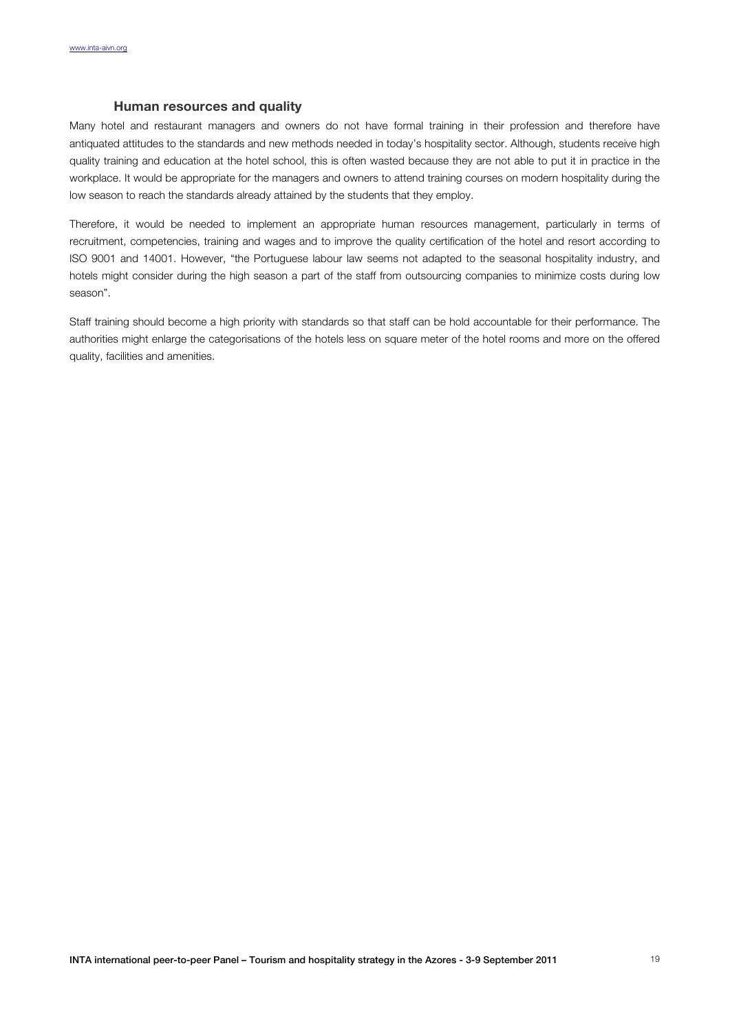### Human resources and quality

Many hotel and restaurant managers and owners do not have formal training in their profession and therefore have antiquated attitudes to the standards and new methods needed in today's hospitality sector. Although, students receive high quality training and education at the hotel school, this is often wasted because they are not able to put it in practice in the workplace. It would be appropriate for the managers and owners to attend training courses on modern hospitality during the low season to reach the standards already attained by the students that they employ.

Therefore, it would be needed to implement an appropriate human resources management, particularly in terms of recruitment, competencies, training and wages and to improve the quality certification of the hotel and resort according to ISO 9001 and 14001. However, "the Portuguese labour law seems not adapted to the seasonal hospitality industry, and hotels might consider during the high season a part of the staff from outsourcing companies to minimize costs during low season".

Staff training should become a high priority with standards so that staff can be hold accountable for their performance. The authorities might enlarge the categorisations of the hotels less on square meter of the hotel rooms and more on the offered quality, facilities and amenities.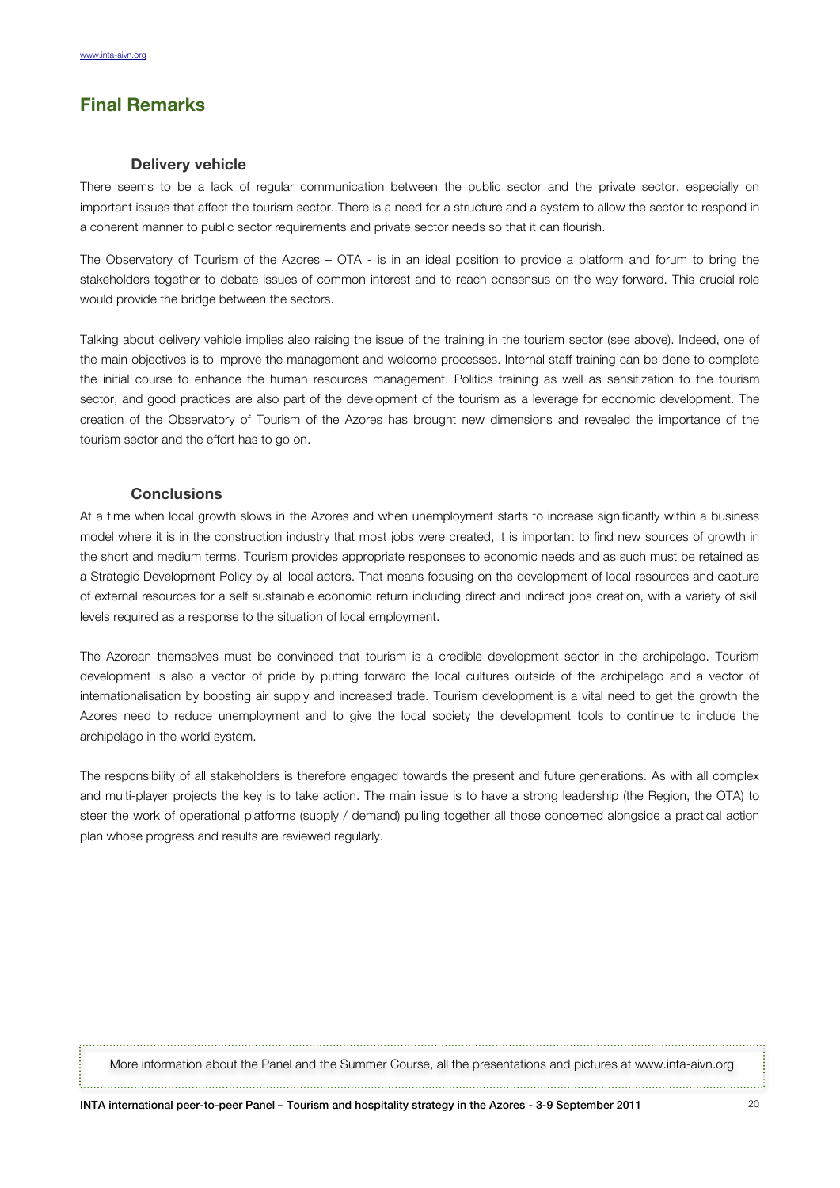## Final Remarks

### Delivery vehicle

There seems to be a lack of regular communication between the public sector and the private sector, especially on important issues that affect the tourism sector. There is a need for a structure and a system to allow the sector to respond in a coherent manner to public sector requirements and private sector needs so that it can flourish.

The Observatory of Tourism of the Azores – OTA - is in an ideal position to provide a platform and forum to bring the stakeholders together to debate issues of common interest and to reach consensus on the way forward. This crucial role would provide the bridge between the sectors.

Talking about delivery vehicle implies also raising the issue of the training in the tourism sector (see above). Indeed, one of the main objectives is to improve the management and welcome processes. Internal staff training can be done to complete the initial course to enhance the human resources management. Politics training as well as sensitization to the tourism sector, and good practices are also part of the development of the tourism as a leverage for economic development. The creation of the Observatory of Tourism of the Azores has brought new dimensions and revealed the importance of the tourism sector and the effort has to go on.

### Conclusions

At a time when local growth slows in the Azores and when unemployment starts to increase significantly within a business model where it is in the construction industry that most jobs were created, it is important to find new sources of growth in the short and medium terms. Tourism provides appropriate responses to economic needs and as such must be retained as a Strategic Development Policy by all local actors. That means focusing on the development of local resources and capture of external resources for a self sustainable economic return including direct and indirect jobs creation, with a variety of skill levels required as a response to the situation of local employment.

The Azorean themselves must be convinced that tourism is a credible development sector in the archipelago. Tourism development is also a vector of pride by putting forward the local cultures outside of the archipelago and a vector of internationalisation by boosting air supply and increased trade. Tourism development is a vital need to get the growth the Azores need to reduce unemployment and to give the local society the development tools to continue to include the archipelago in the world system.

The responsibility of all stakeholders is therefore engaged towards the present and future generations. As with all complex and multi-player projects the key is to take action. The main issue is to have a strong leadership (the Region, the OTA) to steer the work of operational platforms (supply / demand) pulling together all those concerned alongside a practical action plan whose progress and results are reviewed regularly.

More information about the Panel and the Summer Course, all the presentations and pictures at www.inta-aivn.org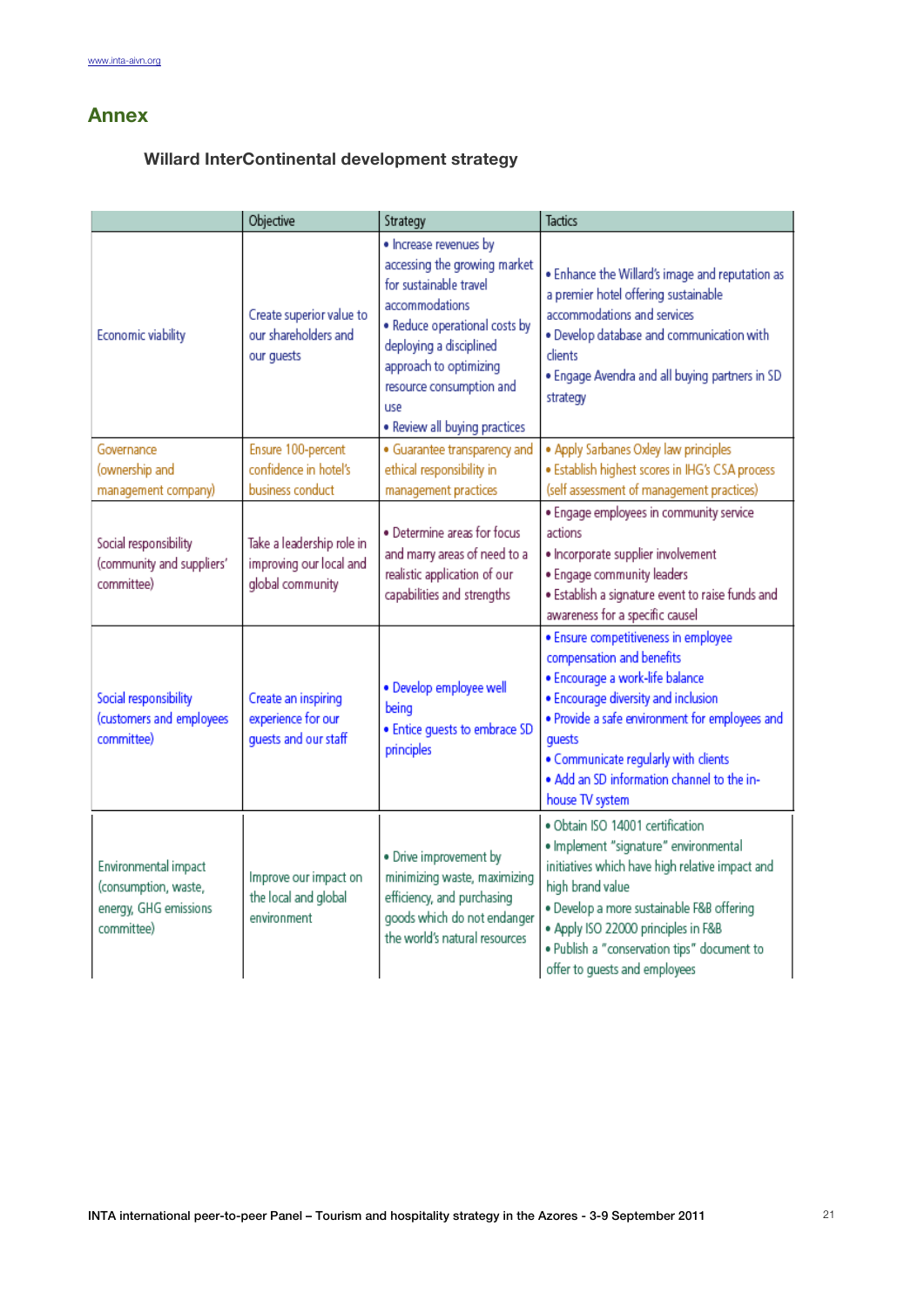## Annex

### Willard InterContinental development strategy

| | Objective | Strategy | Tactics |
|---|---|---|---|
| Economic viability | Create superior value to our shareholders and our guests | • Increase revenues by accessing the growing market for sustainable travel accommodations<br>• Reduce operational costs by deploying a disciplined approach to optimizing resource consumption and use<br>• Review all buying practices | • Enhance the Willard's image and reputation as a premier hotel offering sustainable accommodations and services<br>• Develop database and communication with clients<br>• Engage Avendra and all buying partners in SD strategy |
| Governance (ownership and management company) | Ensure 100-percent confidence in hotel's business conduct | • Guarantee transparency and ethical responsibility in management practices | • Apply Sarbanes Oxley law principles<br>• Establish highest scores in IHG's CSA process (self assessment of management practices) |
| Social responsibility (community and suppliers' committee) | Take a leadership role in improving our local and global community | • Determine areas for focus and many areas of need to a realistic application of our capabilities and strengths | • Engage employees in community service actions<br>• Incorporate supplier involvement<br>• Engage community leaders<br>• Establish a signature event to raise funds and awareness for a specific causel |
| Social responsibility (customers and employees committee) | Create an inspiring experience for our guests and our staff | • Develop employee well being<br>• Entice guests to embrace SD principles | • Ensure competitiveness in employee compensation and benefits<br>• Encourage a work-life balance<br>• Encourage diversity and inclusion<br>• Provide a safe environment for employees and guests<br>• Communicate regularly with clients<br>• Add an SD information channel to the in-house TV system |
| Environmental impact (consumption, waste, energy, GHG emissions committee) | Improve our impact on the local and global environment | • Drive improvement by minimizing waste, maximizing efficiency, and purchasing goods which do not endanger the world's natural resources | • Obtain ISO 14001 certification<br>• Implement "signature" environmental initiatives which have high relative impact and high brand value<br>• Develop a more sustainable F&B offering<br>• Apply ISO 22000 principles in F&B<br>• Publish a "conservation tips" document to offer to guests and employees |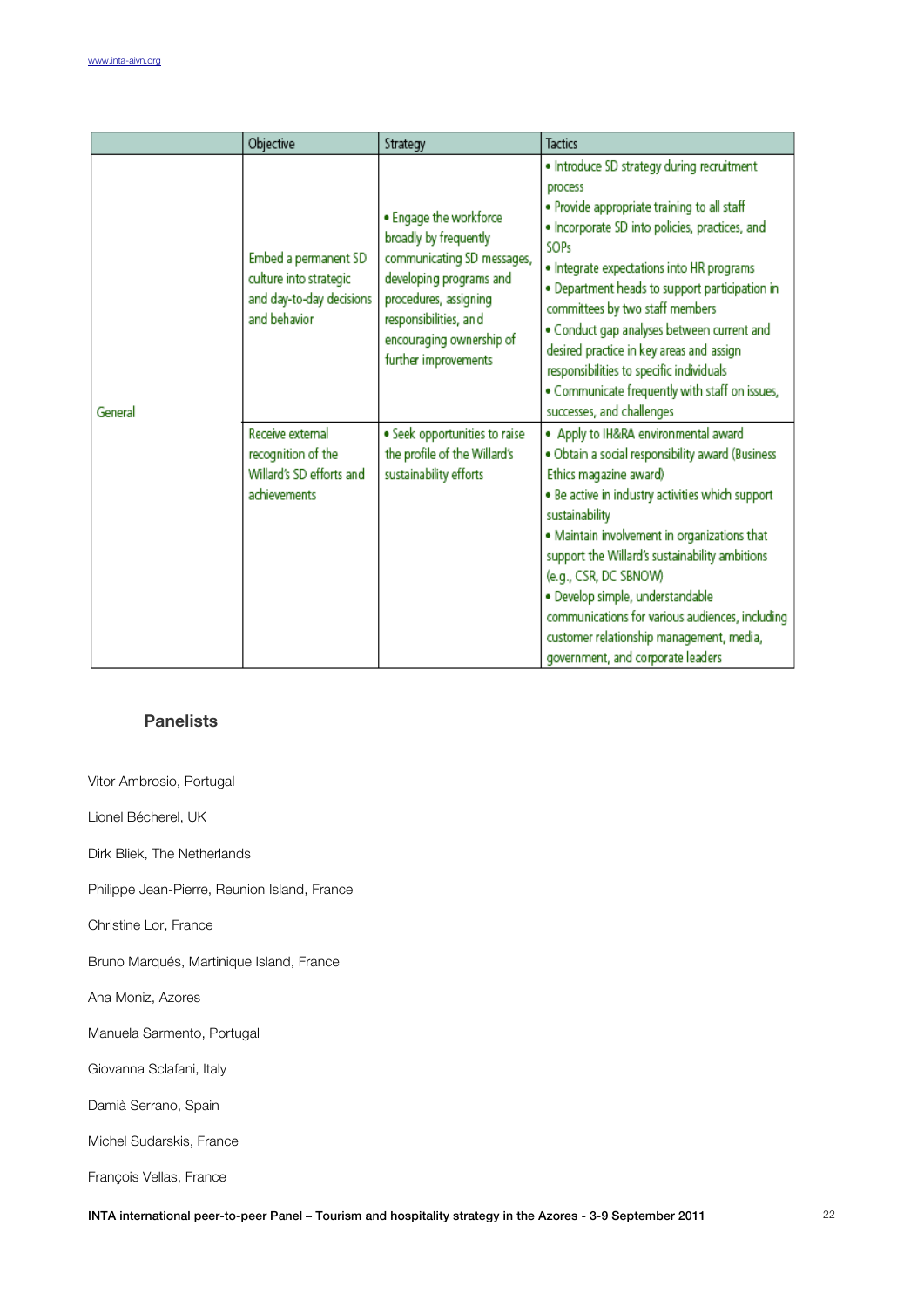|  | Objective | Strategy | Tactics |
|---|---|---|---|
| General | Embed a permanent SD culture into strategic and day-to-day decisions and behavior | • Engage the workforce broadly by frequently communicating SD messages, developing programs and procedures, assigning responsibilities, and encouraging ownership of further improvements | • Introduce SD strategy during recruitment process<br>• Provide appropriate training to all staff<br>• Incorporate SD into policies, practices, and SOPs<br>• Integrate expectations into HR programs<br>• Department heads to support participation in committees by two staff members<br>• Conduct gap analyses between current and desired practice in key areas and assign responsibilities to specific individuals<br>• Communicate frequently with staff on issues, successes, and challenges |
|  | Receive external recognition of the Willard's SD efforts and achievements | • Seek opportunities to raise the profile of the Willard's sustainability efforts | • Apply to IH&RA environmental award<br>• Obtain a social responsibility award (Business Ethics magazine award)<br>• Be active in industry activities which support sustainability<br>• Maintain involvement in organizations that support the Willard's sustainability ambitions (e.g., CSR, DC SBNOW)<br>• Develop simple, understandable communications for various audiences, including customer relationship management, media, government, and corporate leaders |

## Panelists

Vitor Ambrosio, Portugal

Lionel Bécherel, UK

Dirk Bliek, The Netherlands

Philippe Jean-Pierre, Reunion Island, France

Christine Lor, France

Bruno Marqués, Martinique Island, France

Ana Moniz, Azores

Manuela Sarmento, Portugal

Giovanna Sclafani, Italy

Damià Serrano, Spain

Michel Sudarskis, France

François Vellas, France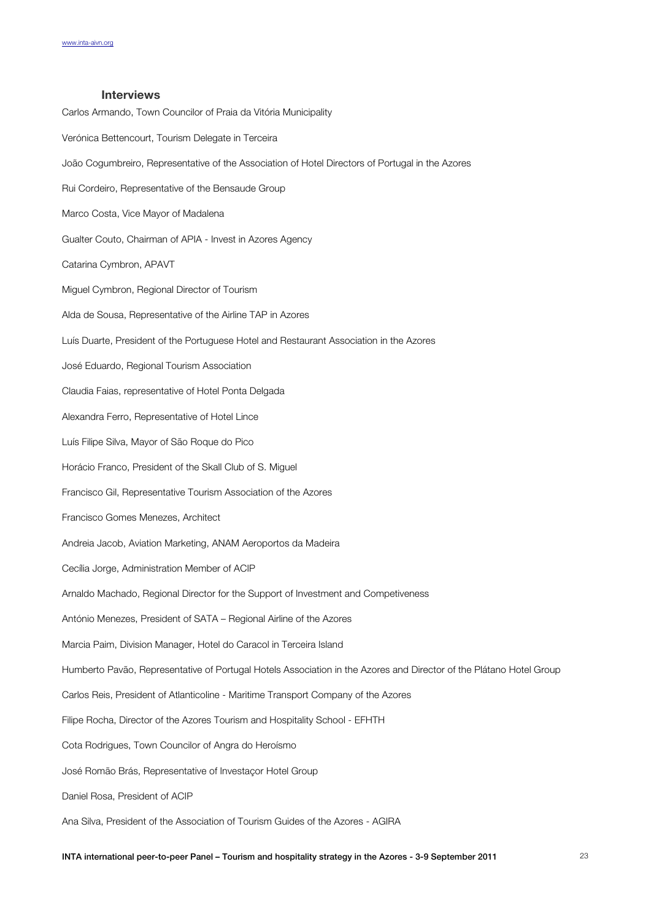### Interviews

Carlos Armando, Town Councilor of Praia da Vitória Municipality

Verónica Bettencourt, Tourism Delegate in Terceira

João Cogumbreiro, Representative of the Association of Hotel Directors of Portugal in the Azores

Rui Cordeiro, Representative of the Bensaude Group

Marco Costa, Vice Mayor of Madalena

Gualter Couto, Chairman of APIA - Invest in Azores Agency

Catarina Cymbron, APAVT

Miguel Cymbron, Regional Director of Tourism

Alda de Sousa, Representative of the Airline TAP in Azores

Luís Duarte, President of the Portuguese Hotel and Restaurant Association in the Azores

José Eduardo, Regional Tourism Association

Claudia Faias, representative of Hotel Ponta Delgada

Alexandra Ferro, Representative of Hotel Lince

Luís Filipe Silva, Mayor of São Roque do Pico

Horácio Franco, President of the Skall Club of S. Miguel

Francisco Gil, Representative Tourism Association of the Azores

Francisco Gomes Menezes, Architect

Andreia Jacob, Aviation Marketing, ANAM Aeroportos da Madeira

Cecília Jorge, Administration Member of ACIP

Arnaldo Machado, Regional Director for the Support of Investment and Competiveness

António Menezes, President of SATA – Regional Airline of the Azores

Marcia Paim, Division Manager, Hotel do Caracol in Terceira Island

Humberto Pavão, Representative of Portugal Hotels Association in the Azores and Director of the Plátano Hotel Group

Carlos Reis, President of Atlanticoline - Maritime Transport Company of the Azores

Filipe Rocha, Director of the Azores Tourism and Hospitality School - EFHTH

Cota Rodrigues, Town Councilor of Angra do Heroísmo

José Romão Brás, Representative of Investaçor Hotel Group

Daniel Rosa, President of ACIP

Ana Silva, President of the Association of Tourism Guides of the Azores - AGIRA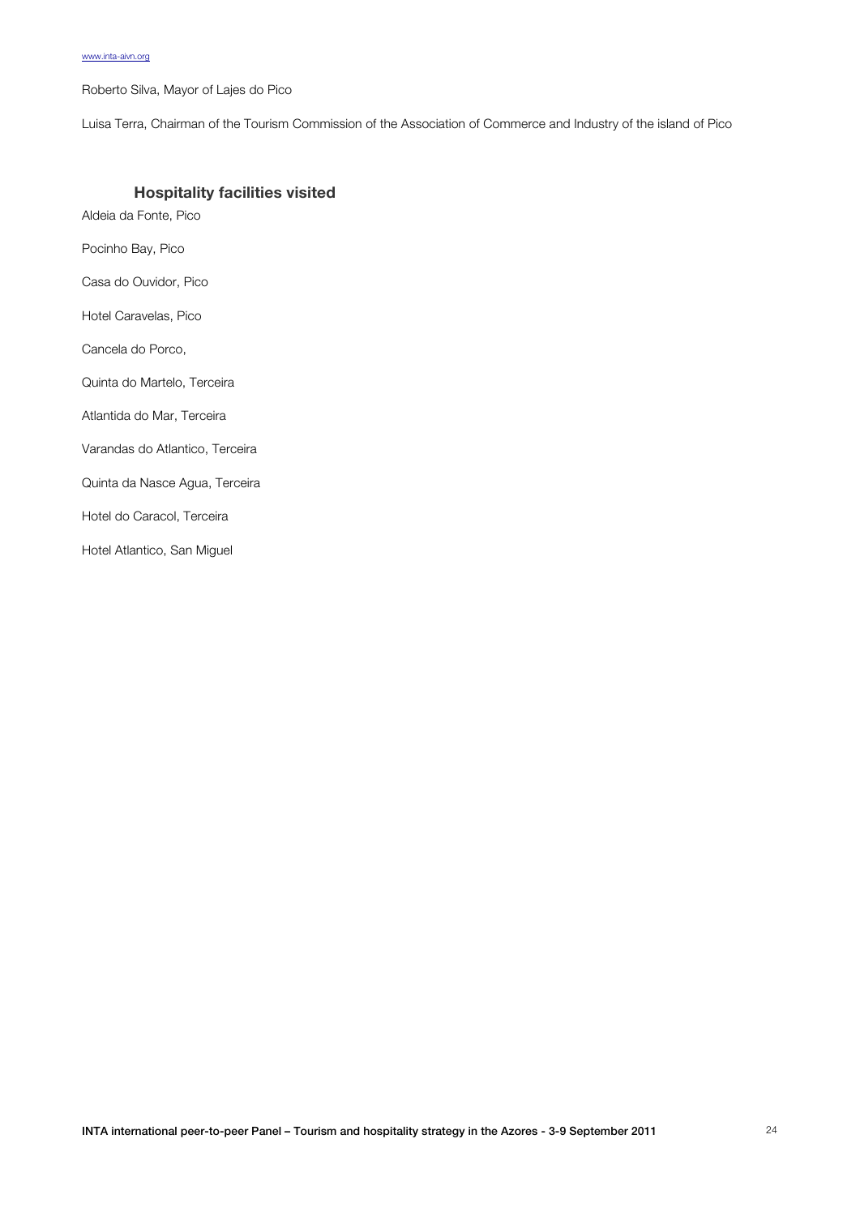Roberto Silva, Mayor of Lajes do Pico

Luisa Terra, Chairman of the Tourism Commission of the Association of Commerce and Industry of the island of Pico

## Hospitality facilities visited

Aldeia da Fonte, Pico

Pocinho Bay, Pico

Casa do Ouvidor, Pico

Hotel Caravelas, Pico

Cancela do Porco,

Quinta do Martelo, Terceira

Atlantida do Mar, Terceira

Varandas do Atlantico, Terceira

Quinta da Nasce Agua, Terceira

Hotel do Caracol, Terceira

Hotel Atlantico, San Miguel